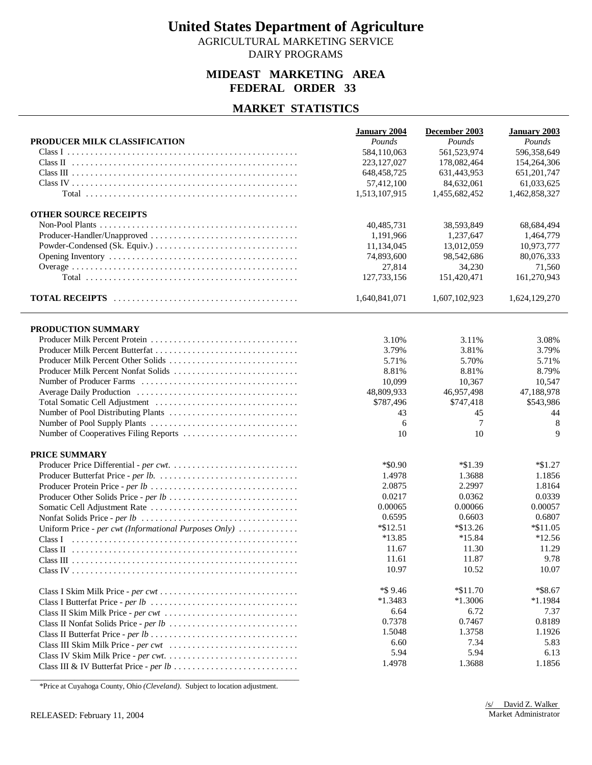# United States Department of Agriculture

AGRICULTURAL MARKETING SERVICE
DAIRY PROGRAMS

## MIDEAST MARKETING AREA
## FEDERAL ORDER 33

## MARKET STATISTICS

| PRODUCER MILK CLASSIFICATION | January 2004 *Pounds* | December 2003 *Pounds* | January 2003 *Pounds* |
|---|---|---|---|
| Class I | 584,110,063 | 561,523,974 | 596,358,649 |
| Class II | 223,127,027 | 178,082,464 | 154,264,306 |
| Class III | 648,458,725 | 631,443,953 | 651,201,747 |
| Class IV | 57,412,100 | 84,632,061 | 61,033,625 |
| Total | 1,513,107,915 | 1,455,682,452 | 1,462,858,327 |
| **OTHER SOURCE RECEIPTS** | | | |
| Non-Pool Plants | 40,485,731 | 38,593,849 | 68,684,494 |
| Producer-Handler/Unapproved | 1,191,966 | 1,237,647 | 1,464,779 |
| Powder-Condensed (Sk. Equiv.) | 11,134,045 | 13,012,059 | 10,973,777 |
| Opening Inventory | 74,893,600 | 98,542,686 | 80,076,333 |
| Overage | 27,814 | 34,230 | 71,560 |
| Total | 127,733,156 | 151,420,471 | 161,270,943 |
| **TOTAL RECEIPTS** | 1,640,841,071 | 1,607,102,923 | 1,624,129,270 |

| PRODUCTION SUMMARY | January 2004 | December 2003 | January 2003 |
|---|---|---|---|
| Producer Milk Percent Protein | 3.10% | 3.11% | 3.08% |
| Producer Milk Percent Butterfat | 3.79% | 3.81% | 3.79% |
| Producer Milk Percent Other Solids | 5.71% | 5.70% | 5.71% |
| Producer Milk Percent Nonfat Solids | 8.81% | 8.81% | 8.79% |
| Number of Producer Farms | 10,099 | 10,367 | 10,547 |
| Average Daily Production | 48,809,933 | 46,957,498 | 47,188,978 |
| Total Somatic Cell Adjustment | $787,496 | $747,418 | $543,986 |
| Number of Pool Distributing Plants | 43 | 45 | 44 |
| Number of Pool Supply Plants | 6 | 7 | 8 |
| Number of Cooperatives Filing Reports | 10 | 10 | 9 |
| **PRICE SUMMARY** | | | |
| Producer Price Differential - *per cwt.* | *$0.90 | *$1.39 | *$1.27 |
| Producer Butterfat Price - *per lb.* | 1.4978 | 1.3688 | 1.1856 |
| Producer Protein Price - *per lb* | 2.0875 | 2.2997 | 1.8164 |
| Producer Other Solids Price - *per lb* | 0.0217 | 0.0362 | 0.0339 |
| Somatic Cell Adjustment Rate | 0.00065 | 0.00066 | 0.00057 |
| Nonfat Solids Price - *per lb* | 0.6595 | 0.6603 | 0.6807 |
| Uniform Price - *per cwt (Informational Purposes Only)* | *$12.51 | *$13.26 | *$11.05 |
| Class I | *13.85 | *15.84 | *12.56 |
| Class II | 11.67 | 11.30 | 11.29 |
| Class III | 11.61 | 11.87 | 9.78 |
| Class IV | 10.97 | 10.52 | 10.07 |
| Class I Skim Milk Price - *per cwt* | *$ 9.46 | *$11.70 | *$8.67 |
| Class I Butterfat Price - *per lb* | *1.3483 | *1.3006 | *1.1984 |
| Class II Skim Milk Price - *per cwt* | 6.64 | 6.72 | 7.37 |
| Class II Nonfat Solids Price - *per lb* | 0.7378 | 0.7467 | 0.8189 |
| Class II Butterfat Price - *per lb* | 1.5048 | 1.3758 | 1.1926 |
| Class III Skim Milk Price - *per cwt* | 6.60 | 7.34 | 5.83 |
| Class IV Skim Milk Price - *per cwt.* | 5.94 | 5.94 | 6.13 |
| Class III & IV Butterfat Price - *per lb* | 1.4978 | 1.3688 | 1.1856 |

*Price at Cuyahoga County, Ohio *(Cleveland)*. Subject to location adjustment.

RELEASED: February 11, 2004

/s/ David Z. Walker
Market Administrator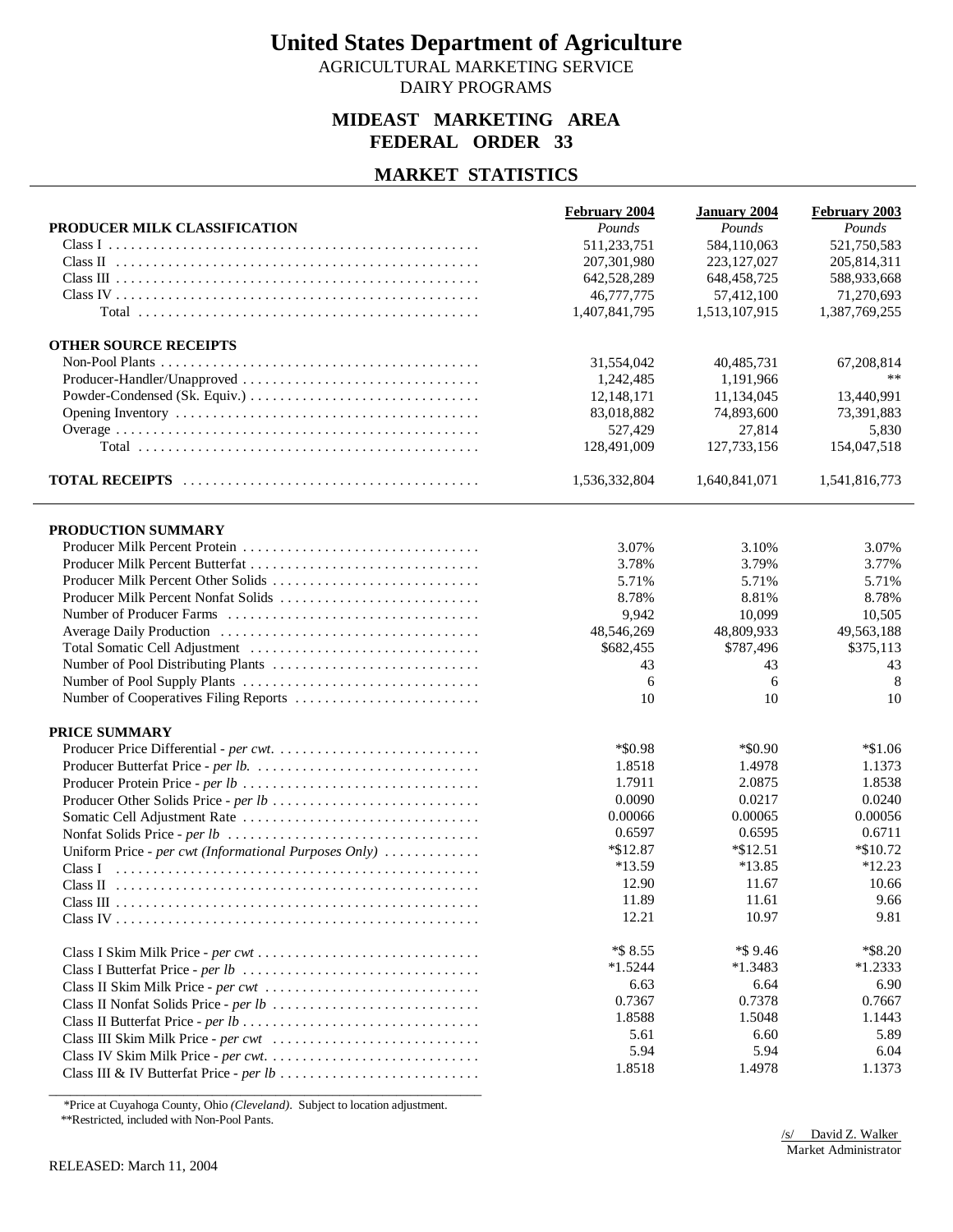# United States Department of Agriculture

AGRICULTURAL MARKETING SERVICE

DAIRY PROGRAMS

## MIDEAST MARKETING AREA
## FEDERAL ORDER 33

## MARKET STATISTICS

| PRODUCER MILK CLASSIFICATION | February 2004 *Pounds* | January 2004 *Pounds* | February 2003 *Pounds* |
|---|---|---|---|
| Class I | 511,233,751 | 584,110,063 | 521,750,583 |
| Class II | 207,301,980 | 223,127,027 | 205,814,311 |
| Class III | 642,528,289 | 648,458,725 | 588,933,668 |
| Class IV | 46,777,775 | 57,412,100 | 71,270,693 |
| Total | 1,407,841,795 | 1,513,107,915 | 1,387,769,255 |
| **OTHER SOURCE RECEIPTS** | | | |
| Non-Pool Plants | 31,554,042 | 40,485,731 | 67,208,814 |
| Producer-Handler/Unapproved | 1,242,485 | 1,191,966 | ** |
| Powder-Condensed (Sk. Equiv.) | 12,148,171 | 11,134,045 | 13,440,991 |
| Opening Inventory | 83,018,882 | 74,893,600 | 73,391,883 |
| Overage | 527,429 | 27,814 | 5,830 |
| Total | 128,491,009 | 127,733,156 | 154,047,518 |
| **TOTAL RECEIPTS** | 1,536,332,804 | 1,640,841,071 | 1,541,816,773 |

| PRODUCTION SUMMARY | February 2004 | January 2004 | February 2003 |
|---|---|---|---|
| Producer Milk Percent Protein | 3.07% | 3.10% | 3.07% |
| Producer Milk Percent Butterfat | 3.78% | 3.79% | 3.77% |
| Producer Milk Percent Other Solids | 5.71% | 5.71% | 5.71% |
| Producer Milk Percent Nonfat Solids | 8.78% | 8.81% | 8.78% |
| Number of Producer Farms | 9,942 | 10,099 | 10,505 |
| Average Daily Production | 48,546,269 | 48,809,933 | 49,563,188 |
| Total Somatic Cell Adjustment | $682,455 | $787,496 | $375,113 |
| Number of Pool Distributing Plants | 43 | 43 | 43 |
| Number of Pool Supply Plants | 6 | 6 | 8 |
| Number of Cooperatives Filing Reports | 10 | 10 | 10 |
| **PRICE SUMMARY** | | | |
| Producer Price Differential - *per cwt.* | *$0.98 | *$0.90 | *$1.06 |
| Producer Butterfat Price - *per lb.* | 1.8518 | 1.4978 | 1.1373 |
| Producer Protein Price - *per lb* | 1.7911 | 2.0875 | 1.8538 |
| Producer Other Solids Price - *per lb* | 0.0090 | 0.0217 | 0.0240 |
| Somatic Cell Adjustment Rate | 0.00066 | 0.00065 | 0.00056 |
| Nonfat Solids Price - *per lb* | 0.6597 | 0.6595 | 0.6711 |
| Uniform Price - *per cwt (Informational Purposes Only)* | *$12.87 | *$12.51 | *$10.72 |
| Class I | *13.59 | *13.85 | *12.23 |
| Class II | 12.90 | 11.67 | 10.66 |
| Class III | 11.89 | 11.61 | 9.66 |
| Class IV | 12.21 | 10.97 | 9.81 |
| Class I Skim Milk Price - *per cwt* | *$ 8.55 | *$ 9.46 | *$8.20 |
| Class I Butterfat Price - *per lb* | *1.5244 | *1.3483 | *1.2333 |
| Class II Skim Milk Price - *per cwt* | 6.63 | 6.64 | 6.90 |
| Class II Nonfat Solids Price - *per lb* | 0.7367 | 0.7378 | 0.7667 |
| Class II Butterfat Price - *per lb* | 1.8588 | 1.5048 | 1.1443 |
| Class III Skim Milk Price - *per cwt* | 5.61 | 6.60 | 5.89 |
| Class IV Skim Milk Price - *per cwt.* | 5.94 | 5.94 | 6.04 |
| Class III & IV Butterfat Price - *per lb* | 1.8518 | 1.4978 | 1.1373 |

*Price at Cuyahoga County, Ohio *(Cleveland)*. Subject to location adjustment.
**Restricted, included with Non-Pool Pants.

/s/ David Z. Walker
Market Administrator

RELEASED: March 11, 2004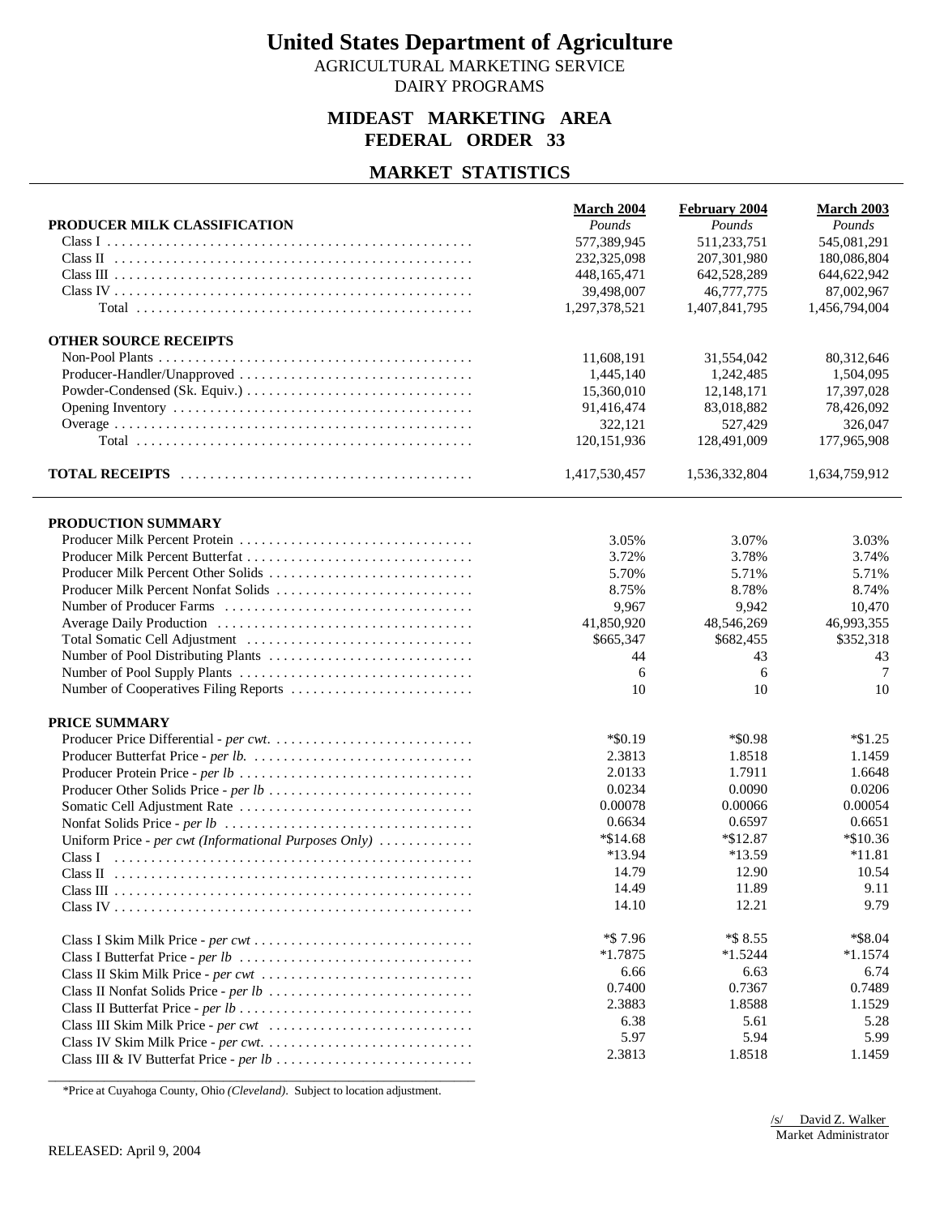# United States Department of Agriculture

AGRICULTURAL MARKETING SERVICE
DAIRY PROGRAMS

## MIDEAST MARKETING AREA
## FEDERAL ORDER 33

## MARKET STATISTICS

| PRODUCER MILK CLASSIFICATION | March 2004 *Pounds* | February 2004 *Pounds* | March 2003 *Pounds* |
|---|---|---|---|
| Class I | 577,389,945 | 511,233,751 | 545,081,291 |
| Class II | 232,325,098 | 207,301,980 | 180,086,804 |
| Class III | 448,165,471 | 642,528,289 | 644,622,942 |
| Class IV | 39,498,007 | 46,777,775 | 87,002,967 |
| Total | 1,297,378,521 | 1,407,841,795 | 1,456,794,004 |
| **OTHER SOURCE RECEIPTS** | | | |
| Non-Pool Plants | 11,608,191 | 31,554,042 | 80,312,646 |
| Producer-Handler/Unapproved | 1,445,140 | 1,242,485 | 1,504,095 |
| Powder-Condensed (Sk. Equiv.) | 15,360,010 | 12,148,171 | 17,397,028 |
| Opening Inventory | 91,416,474 | 83,018,882 | 78,426,092 |
| Overage | 322,121 | 527,429 | 326,047 |
| Total | 120,151,936 | 128,491,009 | 177,965,908 |
| **TOTAL RECEIPTS** | 1,417,530,457 | 1,536,332,804 | 1,634,759,912 |

| | March 2004 | February 2004 | March 2003 |
|---|---|---|---|
| **PRODUCTION SUMMARY** | | | |
| Producer Milk Percent Protein | 3.05% | 3.07% | 3.03% |
| Producer Milk Percent Butterfat | 3.72% | 3.78% | 3.74% |
| Producer Milk Percent Other Solids | 5.70% | 5.71% | 5.71% |
| Producer Milk Percent Nonfat Solids | 8.75% | 8.78% | 8.74% |
| Number of Producer Farms | 9,967 | 9,942 | 10,470 |
| Average Daily Production | 41,850,920 | 48,546,269 | 46,993,355 |
| Total Somatic Cell Adjustment | $665,347 | $682,455 | $352,318 |
| Number of Pool Distributing Plants | 44 | 43 | 43 |
| Number of Pool Supply Plants | 6 | 6 | 7 |
| Number of Cooperatives Filing Reports | 10 | 10 | 10 |
| **PRICE SUMMARY** | | | |
| Producer Price Differential - *per cwt.* | *$0.19 | *$0.98 | *$1.25 |
| Producer Butterfat Price - *per lb.* | 2.3813 | 1.8518 | 1.1459 |
| Producer Protein Price - *per lb* | 2.0133 | 1.7911 | 1.6648 |
| Producer Other Solids Price - *per lb* | 0.0234 | 0.0090 | 0.0206 |
| Somatic Cell Adjustment Rate | 0.00078 | 0.00066 | 0.00054 |
| Nonfat Solids Price - *per lb* | 0.6634 | 0.6597 | 0.6651 |
| Uniform Price - *per cwt (Informational Purposes Only)* | *$14.68 | *$12.87 | *$10.36 |
| Class I | *13.94 | *13.59 | *11.81 |
| Class II | 14.79 | 12.90 | 10.54 |
| Class III | 14.49 | 11.89 | 9.11 |
| Class IV | 14.10 | 12.21 | 9.79 |
| Class I Skim Milk Price - *per cwt* | *$ 7.96 | *$ 8.55 | *$8.04 |
| Class I Butterfat Price - *per lb* | *1.7875 | *1.5244 | *1.1574 |
| Class II Skim Milk Price - *per cwt* | 6.66 | 6.63 | 6.74 |
| Class II Nonfat Solids Price - *per lb* | 0.7400 | 0.7367 | 0.7489 |
| Class II Butterfat Price - *per lb* | 2.3883 | 1.8588 | 1.1529 |
| Class III Skim Milk Price - *per cwt* | 6.38 | 5.61 | 5.28 |
| Class IV Skim Milk Price - *per cwt.* | 5.97 | 5.94 | 5.99 |
| Class III & IV Butterfat Price - *per lb* | 2.3813 | 1.8518 | 1.1459 |

*Price at Cuyahoga County, Ohio *(Cleveland)*. Subject to location adjustment.

/s/ David Z. Walker
Market Administrator

RELEASED: April 9, 2004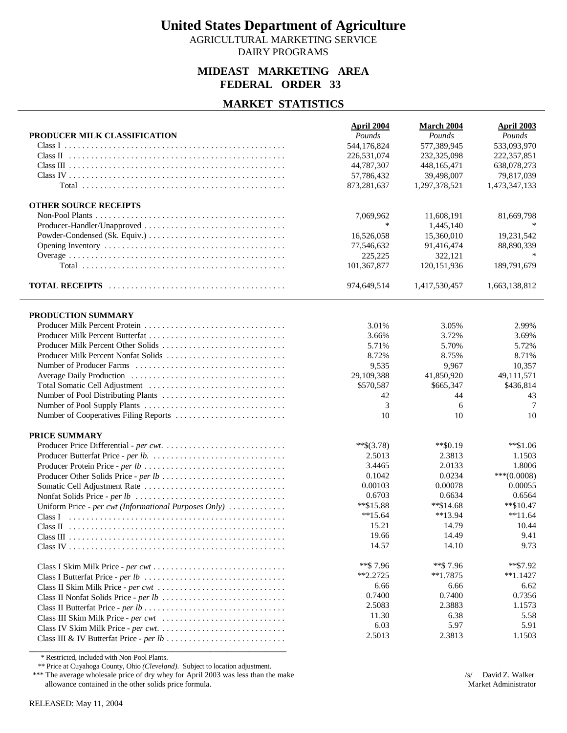# United States Department of Agriculture

AGRICULTURAL MARKETING SERVICE
DAIRY PROGRAMS

## MIDEAST MARKETING AREA
## FEDERAL ORDER 33

## MARKET STATISTICS

| PRODUCER MILK CLASSIFICATION | April 2004 *Pounds* | March 2004 *Pounds* | April 2003 *Pounds* |
|---|---|---|---|
| Class I | 544,176,824 | 577,389,945 | 533,093,970 |
| Class II | 226,531,074 | 232,325,098 | 222,357,851 |
| Class III | 44,787,307 | 448,165,471 | 638,078,273 |
| Class IV | 57,786,432 | 39,498,007 | 79,817,039 |
| Total | 873,281,637 | 1,297,378,521 | 1,473,347,133 |
| **OTHER SOURCE RECEIPTS** | | | |
| Non-Pool Plants | 7,069,962 | 11,608,191 | 81,669,798 |
| Producer-Handler/Unapproved | * | 1,445,140 | * |
| Powder-Condensed (Sk. Equiv.) | 16,526,058 | 15,360,010 | 19,231,542 |
| Opening Inventory | 77,546,632 | 91,416,474 | 88,890,339 |
| Overage | 225,225 | 322,121 | * |
| Total | 101,367,877 | 120,151,936 | 189,791,679 |
| **TOTAL RECEIPTS** | 974,649,514 | 1,417,530,457 | 1,663,138,812 |

| PRODUCTION SUMMARY | April 2004 | March 2004 | April 2003 |
|---|---|---|---|
| Producer Milk Percent Protein | 3.01% | 3.05% | 2.99% |
| Producer Milk Percent Butterfat | 3.66% | 3.72% | 3.69% |
| Producer Milk Percent Other Solids | 5.71% | 5.70% | 5.72% |
| Producer Milk Percent Nonfat Solids | 8.72% | 8.75% | 8.71% |
| Number of Producer Farms | 9,535 | 9,967 | 10,357 |
| Average Daily Production | 29,109,388 | 41,850,920 | 49,111,571 |
| Total Somatic Cell Adjustment | $570,587 | $665,347 | $436,814 |
| Number of Pool Distributing Plants | 42 | 44 | 43 |
| Number of Pool Supply Plants | 3 | 6 | 7 |
| Number of Cooperatives Filing Reports | 10 | 10 | 10 |
| **PRICE SUMMARY** | | | |
| Producer Price Differential - *per cwt.* | **$(3.78) | **$0.19 | **$1.06 |
| Producer Butterfat Price - *per lb.* | 2.5013 | 2.3813 | 1.1503 |
| Producer Protein Price - *per lb* | 3.4465 | 2.0133 | 1.8006 |
| Producer Other Solids Price - *per lb* | 0.1042 | 0.0234 | ***(0.0008) |
| Somatic Cell Adjustment Rate | 0.00103 | 0.00078 | 0.00055 |
| Nonfat Solids Price - *per lb* | 0.6703 | 0.6634 | 0.6564 |
| Uniform Price - *per cwt (Informational Purposes Only)* | **$15.88 | **$14.68 | **$10.47 |
| Class I | **15.64 | **13.94 | **11.64 |
| Class II | 15.21 | 14.79 | 10.44 |
| Class III | 19.66 | 14.49 | 9.41 |
| Class IV | 14.57 | 14.10 | 9.73 |
| Class I Skim Milk Price - *per cwt* | **$ 7.96 | **$ 7.96 | **$7.92 |
| Class I Butterfat Price - *per lb* | **2.2725 | **1.7875 | **1.1427 |
| Class II Skim Milk Price - *per cwt* | 6.66 | 6.66 | 6.62 |
| Class II Nonfat Solids Price - *per lb* | 0.7400 | 0.7400 | 0.7356 |
| Class II Butterfat Price - *per lb* | 2.5083 | 2.3883 | 1.1573 |
| Class III Skim Milk Price - *per cwt* | 11.30 | 6.38 | 5.58 |
| Class IV Skim Milk Price - *per cwt.* | 6.03 | 5.97 | 5.91 |
| Class III & IV Butterfat Price - *per lb* | 2.5013 | 2.3813 | 1.1503 |

\* Restricted, included with Non-Pool Plants.
** Price at Cuyahoga County, Ohio *(Cleveland)*. Subject to location adjustment.
*** The average wholesale price of dry whey for April 2003 was less than the make allowance contained in the other solids price formula.

/s/ David Z. Walker
Market Administrator

RELEASED: May 11, 2004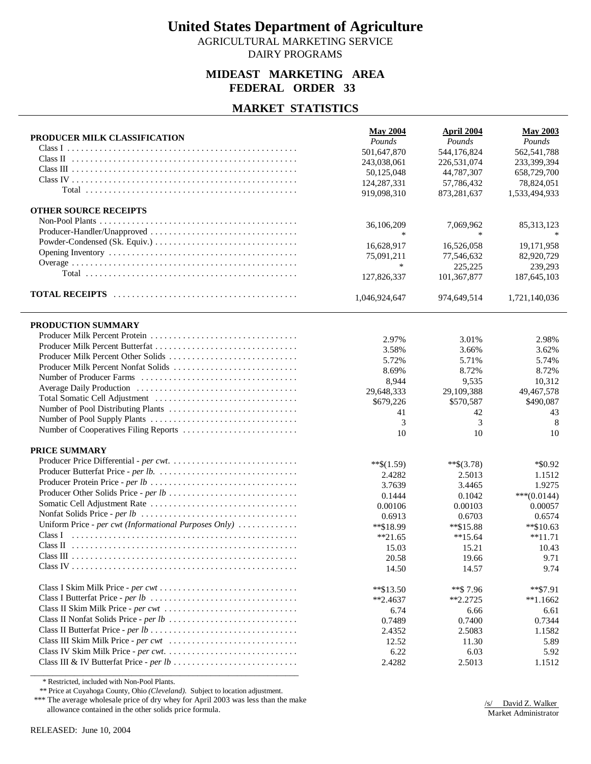# United States Department of Agriculture

AGRICULTURAL MARKETING SERVICE

DAIRY PROGRAMS

## MIDEAST MARKETING AREA
## FEDERAL ORDER 33

## MARKET STATISTICS

| PRODUCER MILK CLASSIFICATION | May 2004 | April 2004 | May 2003 |
|---|---|---|---|
| | *Pounds* | *Pounds* | *Pounds* |
| Class I | 501,647,870 | 544,176,824 | 562,541,788 |
| Class II | 243,038,061 | 226,531,074 | 233,399,394 |
| Class III | 50,125,048 | 44,787,307 | 658,729,700 |
| Class IV | 124,287,331 | 57,786,432 | 78,824,051 |
| Total | 919,098,310 | 873,281,637 | 1,533,494,933 |
| **OTHER SOURCE RECEIPTS** | | | |
| Non-Pool Plants | 36,106,209 | 7,069,962 | 85,313,123 |
| Producer-Handler/Unapproved | * | * | * |
| Powder-Condensed (Sk. Equiv.) | 16,628,917 | 16,526,058 | 19,171,958 |
| Opening Inventory | 75,091,211 | 77,546,632 | 82,920,729 |
| Overage | * | 225,225 | 239,293 |
| Total | 127,826,337 | 101,367,877 | 187,645,103 |
| **TOTAL RECEIPTS** | 1,046,924,647 | 974,649,514 | 1,721,140,036 |

| PRODUCTION SUMMARY | May 2004 | April 2004 | May 2003 |
|---|---|---|---|
| Producer Milk Percent Protein | 2.97% | 3.01% | 2.98% |
| Producer Milk Percent Butterfat | 3.58% | 3.66% | 3.62% |
| Producer Milk Percent Other Solids | 5.72% | 5.71% | 5.74% |
| Producer Milk Percent Nonfat Solids | 8.69% | 8.72% | 8.72% |
| Number of Producer Farms | 8,944 | 9,535 | 10,312 |
| Average Daily Production | 29,648,333 | 29,109,388 | 49,467,578 |
| Total Somatic Cell Adjustment | $679,226 | $570,587 | $490,087 |
| Number of Pool Distributing Plants | 41 | 42 | 43 |
| Number of Pool Supply Plants | 3 | 3 | 8 |
| Number of Cooperatives Filing Reports | 10 | 10 | 10 |
| **PRICE SUMMARY** | | | |
| Producer Price Differential - *per cwt*. | **$(1.59) | **$(3.78) | *$0.92 |
| Producer Butterfat Price - *per lb.* | 2.4282 | 2.5013 | 1.1512 |
| Producer Protein Price - *per lb* | 3.7639 | 3.4465 | 1.9275 |
| Producer Other Solids Price - *per lb* | 0.1444 | 0.1042 | ***(0.0144) |
| Somatic Cell Adjustment Rate | 0.00106 | 0.00103 | 0.00057 |
| Nonfat Solids Price - *per lb* | 0.6913 | 0.6703 | 0.6574 |
| Uniform Price - *per cwt (Informational Purposes Only)* | **$18.99 | **$15.88 | **$10.63 |
| Class I | **21.65 | **15.64 | **11.71 |
| Class II | 15.03 | 15.21 | 10.43 |
| Class III | 20.58 | 19.66 | 9.71 |
| Class IV | 14.50 | 14.57 | 9.74 |
| Class I Skim Milk Price - *per cwt* | **$13.50 | **$ 7.96 | **$7.91 |
| Class I Butterfat Price - *per lb* | **2.4637 | **2.2725 | **1.1662 |
| Class II Skim Milk Price - *per cwt* | 6.74 | 6.66 | 6.61 |
| Class II Nonfat Solids Price - *per lb* | 0.7489 | 0.7400 | 0.7344 |
| Class II Butterfat Price - *per lb* | 2.4352 | 2.5083 | 1.1582 |
| Class III Skim Milk Price - *per cwt* | 12.52 | 11.30 | 5.89 |
| Class IV Skim Milk Price - *per cwt*. | 6.22 | 6.03 | 5.92 |
| Class III & IV Butterfat Price - *per lb* | 2.4282 | 2.5013 | 1.1512 |

\* Restricted, included with Non-Pool Plants.

\*\* Price at Cuyahoga County, Ohio *(Cleveland)*. Subject to location adjustment.

\*\*\* The average wholesale price of dry whey for April 2003 was less than the make allowance contained in the other solids price formula.

/s/ David Z. Walker
Market Administrator

RELEASED: June 10, 2004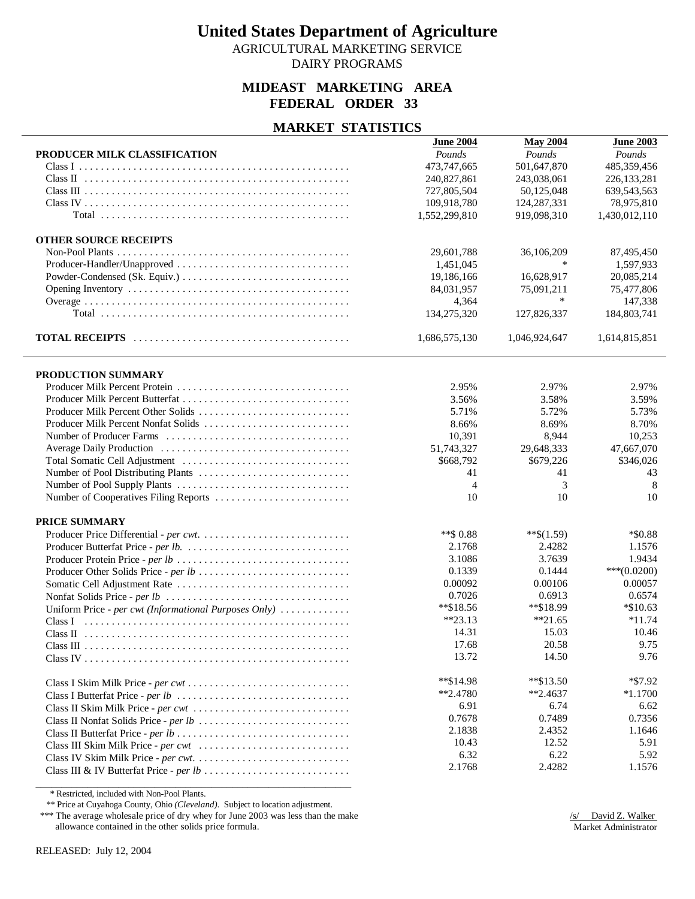# United States Department of Agriculture

AGRICULTURAL MARKETING SERVICE
DAIRY PROGRAMS

## MIDEAST MARKETING AREA
## FEDERAL ORDER 33

### MARKET STATISTICS

| | June 2004 | May 2004 | June 2003 |
|---|---|---|---|
| **PRODUCER MILK CLASSIFICATION** | *Pounds* | *Pounds* | *Pounds* |
| Class I | 473,747,665 | 501,647,870 | 485,359,456 |
| Class II | 240,827,861 | 243,038,061 | 226,133,281 |
| Class III | 727,805,504 | 50,125,048 | 639,543,563 |
| Class IV | 109,918,780 | 124,287,331 | 78,975,810 |
| Total | 1,552,299,810 | 919,098,310 | 1,430,012,110 |
| **OTHER SOURCE RECEIPTS** | | | |
| Non-Pool Plants | 29,601,788 | 36,106,209 | 87,495,450 |
| Producer-Handler/Unapproved | 1,451,045 | * | 1,597,933 |
| Powder-Condensed (Sk. Equiv.) | 19,186,166 | 16,628,917 | 20,085,214 |
| Opening Inventory | 84,031,957 | 75,091,211 | 75,477,806 |
| Overage | 4,364 | * | 147,338 |
| Total | 134,275,320 | 127,826,337 | 184,803,741 |
| **TOTAL RECEIPTS** | 1,686,575,130 | 1,046,924,647 | 1,614,815,851 |

| | June 2004 | May 2004 | June 2003 |
|---|---|---|---|
| **PRODUCTION SUMMARY** | | | |
| Producer Milk Percent Protein | 2.95% | 2.97% | 2.97% |
| Producer Milk Percent Butterfat | 3.56% | 3.58% | 3.59% |
| Producer Milk Percent Other Solids | 5.71% | 5.72% | 5.73% |
| Producer Milk Percent Nonfat Solids | 8.66% | 8.69% | 8.70% |
| Number of Producer Farms | 10,391 | 8,944 | 10,253 |
| Average Daily Production | 51,743,327 | 29,648,333 | 47,667,070 |
| Total Somatic Cell Adjustment | $668,792 | $679,226 | $346,026 |
| Number of Pool Distributing Plants | 41 | 41 | 43 |
| Number of Pool Supply Plants | 4 | 3 | 8 |
| Number of Cooperatives Filing Reports | 10 | 10 | 10 |
| **PRICE SUMMARY** | | | |
| Producer Price Differential - *per cwt.* | **$ 0.88 | **$(1.59) | *$0.88 |
| Producer Butterfat Price - *per lb.* | 2.1768 | 2.4282 | 1.1576 |
| Producer Protein Price - *per lb* | 3.1086 | 3.7639 | 1.9434 |
| Producer Other Solids Price - *per lb* | 0.1339 | 0.1444 | ***(0.0200) |
| Somatic Cell Adjustment Rate | 0.00092 | 0.00106 | 0.00057 |
| Nonfat Solids Price - *per lb* | 0.7026 | 0.6913 | 0.6574 |
| Uniform Price - *per cwt (Informational Purposes Only)* | **$18.56 | **$18.99 | *$10.63 |
| Class I | **23.13 | **21.65 | *11.74 |
| Class II | 14.31 | 15.03 | 10.46 |
| Class III | 17.68 | 20.58 | 9.75 |
| Class IV | 13.72 | 14.50 | 9.76 |
| Class I Skim Milk Price - *per cwt* | **$14.98 | **$13.50 | *$7.92 |
| Class I Butterfat Price - *per lb* | **2.4780 | **2.4637 | *1.1700 |
| Class II Skim Milk Price - *per cwt* | 6.91 | 6.74 | 6.62 |
| Class II Nonfat Solids Price - *per lb* | 0.7678 | 0.7489 | 0.7356 |
| Class II Butterfat Price - *per lb* | 2.1838 | 2.4352 | 1.1646 |
| Class III Skim Milk Price - *per cwt* | 10.43 | 12.52 | 5.91 |
| Class IV Skim Milk Price - *per cwt.* | 6.32 | 6.22 | 5.92 |
| Class III & IV Butterfat Price - *per lb* | 2.1768 | 2.4282 | 1.1576 |

\* Restricted, included with Non-Pool Plants.
** Price at Cuyahoga County, Ohio *(Cleveland)*. Subject to location adjustment.
*** The average wholesale price of dry whey for June 2003 was less than the make allowance contained in the other solids price formula.

/s/ David Z. Walker
Market Administrator

RELEASED: July 12, 2004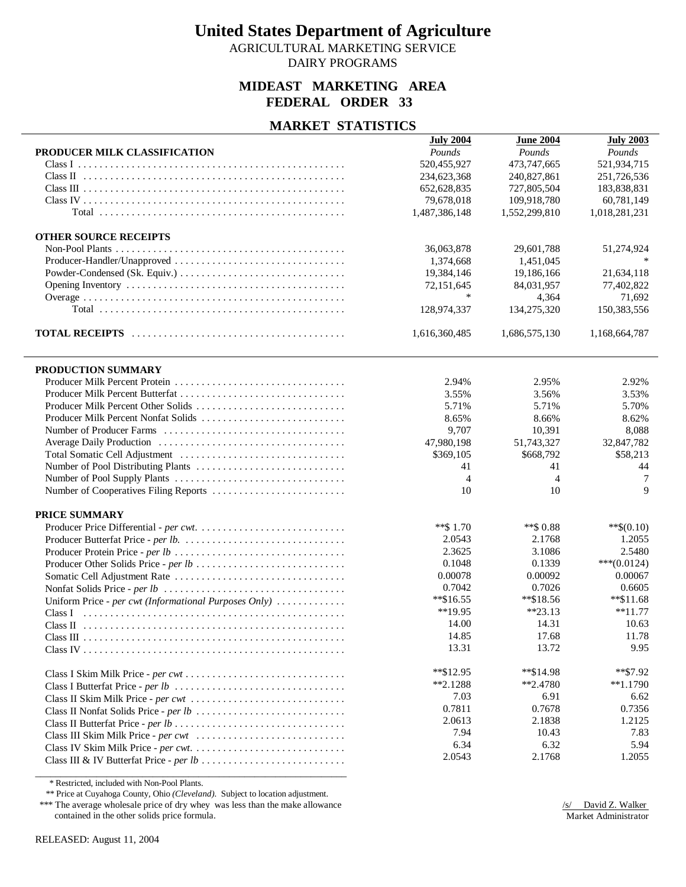# United States Department of Agriculture

AGRICULTURAL MARKETING SERVICE

DAIRY PROGRAMS

## MIDEAST MARKETING AREA
## FEDERAL ORDER 33

### MARKET STATISTICS

| | July 2004 | June 2004 | July 2003 |
|---|---|---|---|
| **PRODUCER MILK CLASSIFICATION** | *Pounds* | *Pounds* | *Pounds* |
| Class I | 520,455,927 | 473,747,665 | 521,934,715 |
| Class II | 234,623,368 | 240,827,861 | 251,726,536 |
| Class III | 652,628,835 | 727,805,504 | 183,838,831 |
| Class IV | 79,678,018 | 109,918,780 | 60,781,149 |
| Total | 1,487,386,148 | 1,552,299,810 | 1,018,281,231 |
| **OTHER SOURCE RECEIPTS** | | | |
| Non-Pool Plants | 36,063,878 | 29,601,788 | 51,274,924 |
| Producer-Handler/Unapproved | 1,374,668 | 1,451,045 | * |
| Powder-Condensed (Sk. Equiv.) | 19,384,146 | 19,186,166 | 21,634,118 |
| Opening Inventory | 72,151,645 | 84,031,957 | 77,402,822 |
| Overage | * | 4,364 | 71,692 |
| Total | 128,974,337 | 134,275,320 | 150,383,556 |
| **TOTAL RECEIPTS** | 1,616,360,485 | 1,686,575,130 | 1,168,664,787 |

| | July 2004 | June 2004 | July 2003 |
|---|---|---|---|
| **PRODUCTION SUMMARY** | | | |
| Producer Milk Percent Protein | 2.94% | 2.95% | 2.92% |
| Producer Milk Percent Butterfat | 3.55% | 3.56% | 3.53% |
| Producer Milk Percent Other Solids | 5.71% | 5.71% | 5.70% |
| Producer Milk Percent Nonfat Solids | 8.65% | 8.66% | 8.62% |
| Number of Producer Farms | 9,707 | 10,391 | 8,088 |
| Average Daily Production | 47,980,198 | 51,743,327 | 32,847,782 |
| Total Somatic Cell Adjustment | $369,105 | $668,792 | $58,213 |
| Number of Pool Distributing Plants | 41 | 41 | 44 |
| Number of Pool Supply Plants | 4 | 4 | 7 |
| Number of Cooperatives Filing Reports | 10 | 10 | 9 |
| **PRICE SUMMARY** | | | |
| Producer Price Differential - *per cwt.* | **$ 1.70 | **$ 0.88 | **$(0.10) |
| Producer Butterfat Price - *per lb.* | 2.0543 | 2.1768 | 1.2055 |
| Producer Protein Price - *per lb* | 2.3625 | 3.1086 | 2.5480 |
| Producer Other Solids Price - *per lb* | 0.1048 | 0.1339 | ***(0.0124) |
| Somatic Cell Adjustment Rate | 0.00078 | 0.00092 | 0.00067 |
| Nonfat Solids Price - *per lb* | 0.7042 | 0.7026 | 0.6605 |
| Uniform Price - *per cwt (Informational Purposes Only)* | **$16.55 | **$18.56 | **$11.68 |
| Class I | **19.95 | **23.13 | **11.77 |
| Class II | 14.00 | 14.31 | 10.63 |
| Class III | 14.85 | 17.68 | 11.78 |
| Class IV | 13.31 | 13.72 | 9.95 |
| Class I Skim Milk Price - *per cwt* | **$12.95 | **$14.98 | **$7.92 |
| Class I Butterfat Price - *per lb* | **2.1288 | **2.4780 | **1.1790 |
| Class II Skim Milk Price - *per cwt* | 7.03 | 6.91 | 6.62 |
| Class II Nonfat Solids Price - *per lb* | 0.7811 | 0.7678 | 0.7356 |
| Class II Butterfat Price - *per lb* | 2.0613 | 2.1838 | 1.2125 |
| Class III Skim Milk Price - *per cwt* | 7.94 | 10.43 | 7.83 |
| Class IV Skim Milk Price - *per cwt.* | 6.34 | 6.32 | 5.94 |
| Class III & IV Butterfat Price - *per lb* | 2.0543 | 2.1768 | 1.2055 |

\* Restricted, included with Non-Pool Plants.

** Price at Cuyahoga County, Ohio *(Cleveland)*. Subject to location adjustment.

*** The average wholesale price of dry whey was less than the make allowance contained in the other solids price formula.

/s/ David Z. Walker
Market Administrator

RELEASED: August 11, 2004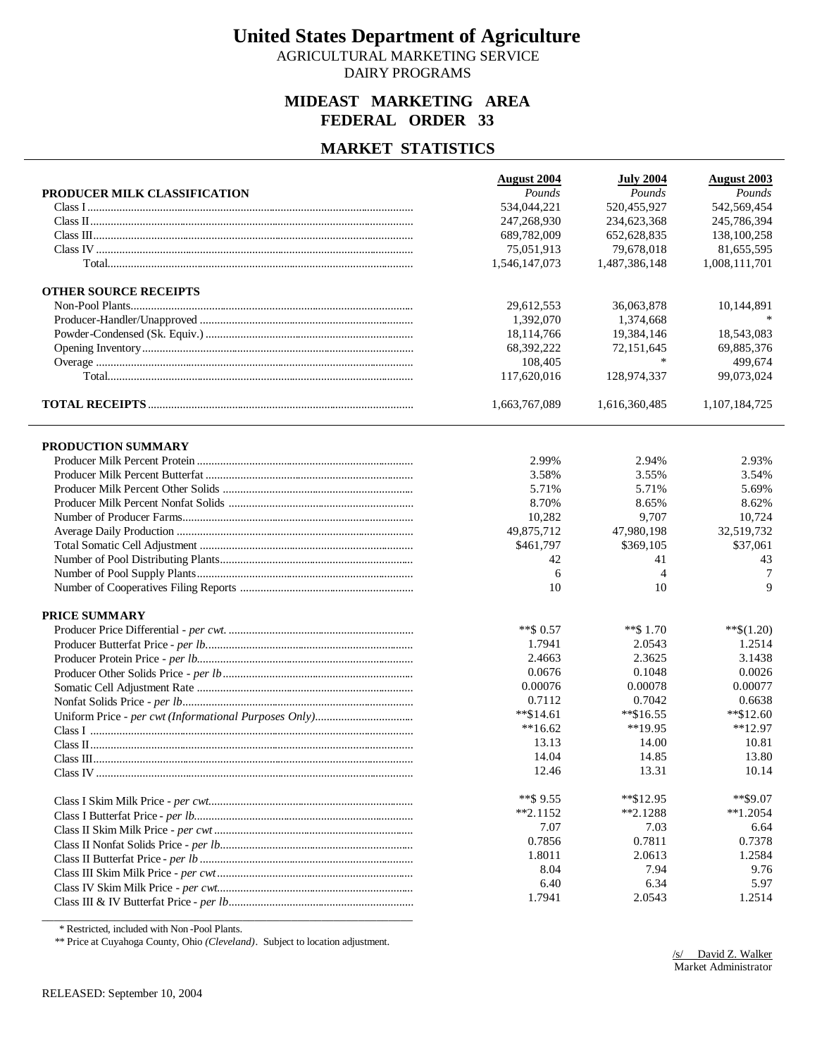# United States Department of Agriculture

AGRICULTURAL MARKETING SERVICE

DAIRY PROGRAMS

## MIDEAST MARKETING AREA
## FEDERAL ORDER 33

## MARKET STATISTICS

| | August 2004 | July 2004 | August 2003 |
|---|---|---|---|
| **PRODUCER MILK CLASSIFICATION** | *Pounds* | *Pounds* | *Pounds* |
| Class I | 534,044,221 | 520,455,927 | 542,569,454 |
| Class II | 247,268,930 | 234,623,368 | 245,786,394 |
| Class III | 689,782,009 | 652,628,835 | 138,100,258 |
| Class IV | 75,051,913 | 79,678,018 | 81,655,595 |
| Total | 1,546,147,073 | 1,487,386,148 | 1,008,111,701 |
| **OTHER SOURCE RECEIPTS** | | | |
| Non-Pool Plants | 29,612,553 | 36,063,878 | 10,144,891 |
| Producer-Handler/Unapproved | 1,392,070 | 1,374,668 | * |
| Powder-Condensed (Sk. Equiv.) | 18,114,766 | 19,384,146 | 18,543,083 |
| Opening Inventory | 68,392,222 | 72,151,645 | 69,885,376 |
| Overage | 108,405 | * | 499,674 |
| Total | 117,620,016 | 128,974,337 | 99,073,024 |
| **TOTAL RECEIPTS** | 1,663,767,089 | 1,616,360,485 | 1,107,184,725 |

| | August 2004 | July 2004 | August 2003 |
|---|---|---|---|
| **PRODUCTION SUMMARY** | | | |
| Producer Milk Percent Protein | 2.99% | 2.94% | 2.93% |
| Producer Milk Percent Butterfat | 3.58% | 3.55% | 3.54% |
| Producer Milk Percent Other Solids | 5.71% | 5.71% | 5.69% |
| Producer Milk Percent Nonfat Solids | 8.70% | 8.65% | 8.62% |
| Number of Producer Farms | 10,282 | 9,707 | 10,724 |
| Average Daily Production | 49,875,712 | 47,980,198 | 32,519,732 |
| Total Somatic Cell Adjustment | $461,797 | $369,105 | $37,061 |
| Number of Pool Distributing Plants | 42 | 41 | 43 |
| Number of Pool Supply Plants | 6 | 4 | 7 |
| Number of Cooperatives Filing Reports | 10 | 10 | 9 |
| **PRICE SUMMARY** | | | |
| Producer Price Differential - *per cwt.* | **$ 0.57 | **$ 1.70 | **$(1.20) |
| Producer Butterfat Price - *per lb.* | 1.7941 | 2.0543 | 1.2514 |
| Producer Protein Price - *per lb.* | 2.4663 | 2.3625 | 3.1438 |
| Producer Other Solids Price - *per lb* | 0.0676 | 0.1048 | 0.0026 |
| Somatic Cell Adjustment Rate | 0.00076 | 0.00078 | 0.00077 |
| Nonfat Solids Price - *per lb* | 0.7112 | 0.7042 | 0.6638 |
| Uniform Price - *per cwt (Informational Purposes Only)* | **$14.61 | **$16.55 | **$12.60 |
| Class I | **16.62 | **19.95 | **12.97 |
| Class II | 13.13 | 14.00 | 10.81 |
| Class III | 14.04 | 14.85 | 13.80 |
| Class IV | 12.46 | 13.31 | 10.14 |
| Class I Skim Milk Price - *per cwt.* | **$ 9.55 | **$12.95 | **$9.07 |
| Class I Butterfat Price - *per lb.* | **2.1152 | **2.1288 | **1.2054 |
| Class II Skim Milk Price - *per cwt* | 7.07 | 7.03 | 6.64 |
| Class II Nonfat Solids Price - *per lb.* | 0.7856 | 0.7811 | 0.7378 |
| Class II Butterfat Price - *per lb* | 1.8011 | 2.0613 | 1.2584 |
| Class III Skim Milk Price - *per cwt* | 8.04 | 7.94 | 9.76 |
| Class IV Skim Milk Price - *per cwt.* | 6.40 | 6.34 | 5.97 |
| Class III & IV Butterfat Price - *per lb* | 1.7941 | 2.0543 | 1.2514 |

\* Restricted, included with Non-Pool Plants.

** Price at Cuyahoga County, Ohio *(Cleveland)*. Subject to location adjustment.

/s/ David Z. Walker
Market Administrator

RELEASED: September 10, 2004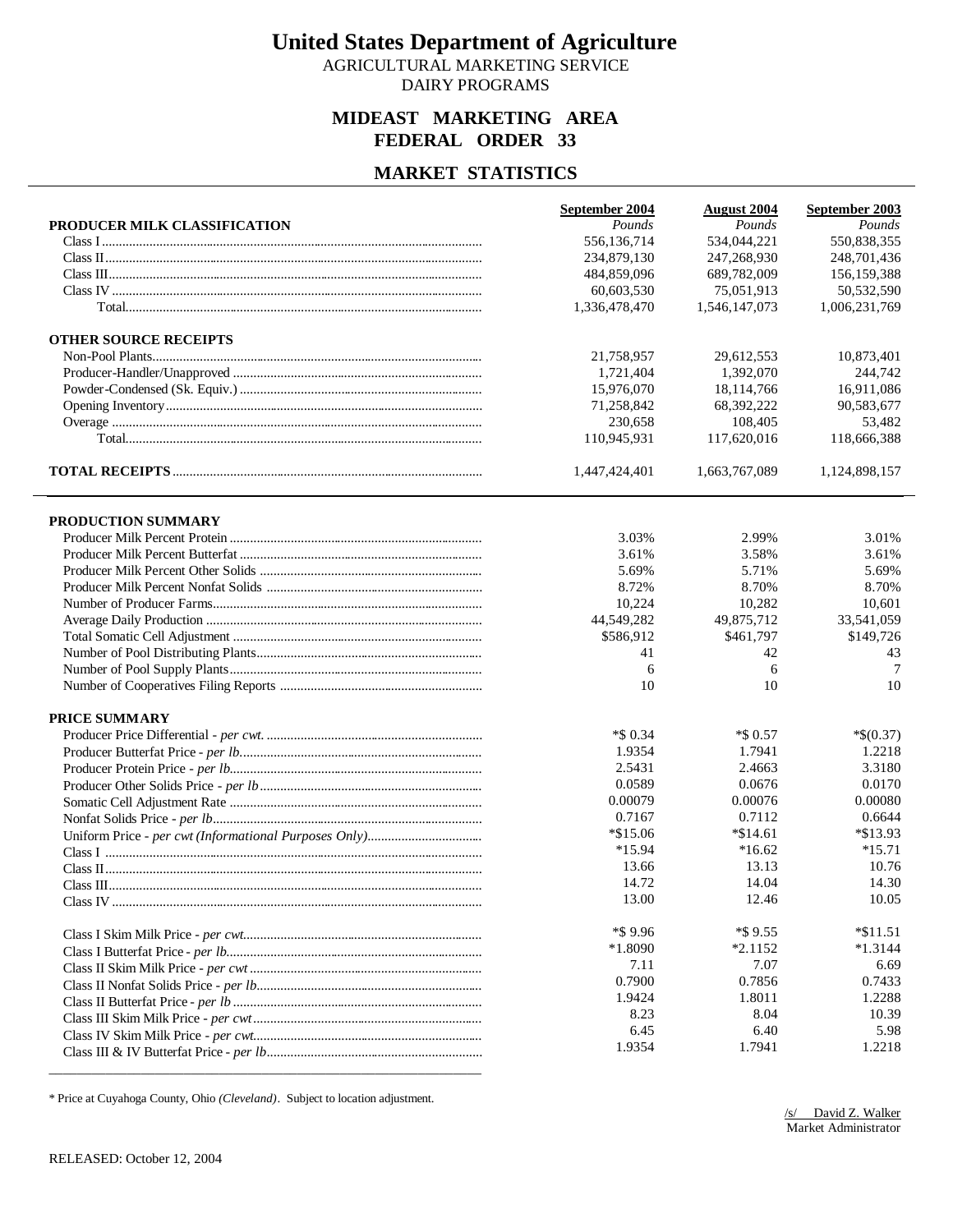# United States Department of Agriculture

AGRICULTURAL MARKETING SERVICE
DAIRY PROGRAMS

## MIDEAST MARKETING AREA
## FEDERAL ORDER 33

## MARKET STATISTICS

| | September 2004 | August 2004 | September 2003 |
|---|---|---|---|
| **PRODUCER MILK CLASSIFICATION** | *Pounds* | *Pounds* | *Pounds* |
| Class I | 556,136,714 | 534,044,221 | 550,838,355 |
| Class II | 234,879,130 | 247,268,930 | 248,701,436 |
| Class III | 484,859,096 | 689,782,009 | 156,159,388 |
| Class IV | 60,603,530 | 75,051,913 | 50,532,590 |
| Total | 1,336,478,470 | 1,546,147,073 | 1,006,231,769 |
| **OTHER SOURCE RECEIPTS** | | | |
| Non-Pool Plants | 21,758,957 | 29,612,553 | 10,873,401 |
| Producer-Handler/Unapproved | 1,721,404 | 1,392,070 | 244,742 |
| Powder-Condensed (Sk. Equiv.) | 15,976,070 | 18,114,766 | 16,911,086 |
| Opening Inventory | 71,258,842 | 68,392,222 | 90,583,677 |
| Overage | 230,658 | 108,405 | 53,482 |
| Total | 110,945,931 | 117,620,016 | 118,666,388 |
| **TOTAL RECEIPTS** | 1,447,424,401 | 1,663,767,089 | 1,124,898,157 |

| | September 2004 | August 2004 | September 2003 |
|---|---|---|---|
| **PRODUCTION SUMMARY** | | | |
| Producer Milk Percent Protein | 3.03% | 2.99% | 3.01% |
| Producer Milk Percent Butterfat | 3.61% | 3.58% | 3.61% |
| Producer Milk Percent Other Solids | 5.69% | 5.71% | 5.69% |
| Producer Milk Percent Nonfat Solids | 8.72% | 8.70% | 8.70% |
| Number of Producer Farms | 10,224 | 10,282 | 10,601 |
| Average Daily Production | 44,549,282 | 49,875,712 | 33,541,059 |
| Total Somatic Cell Adjustment | $586,912 | $461,797 | $149,726 |
| Number of Pool Distributing Plants | 41 | 42 | 43 |
| Number of Pool Supply Plants | 6 | 6 | 7 |
| Number of Cooperatives Filing Reports | 10 | 10 | 10 |
| **PRICE SUMMARY** | | | |
| Producer Price Differential - *per cwt.* | *$ 0.34 | *$ 0.57 | *$(0.37) |
| Producer Butterfat Price - *per lb.* | 1.9354 | 1.7941 | 1.2218 |
| Producer Protein Price - *per lb.* | 2.5431 | 2.4663 | 3.3180 |
| Producer Other Solids Price - *per lb* | 0.0589 | 0.0676 | 0.0170 |
| Somatic Cell Adjustment Rate | 0.00079 | 0.00076 | 0.00080 |
| Nonfat Solids Price - *per lb* | 0.7167 | 0.7112 | 0.6644 |
| Uniform Price - *per cwt (Informational Purposes Only)* | *$15.06 | *$14.61 | *$13.93 |
| Class I | *15.94 | *16.62 | *15.71 |
| Class II | 13.66 | 13.13 | 10.76 |
| Class III | 14.72 | 14.04 | 14.30 |
| Class IV | 13.00 | 12.46 | 10.05 |
| Class I Skim Milk Price - *per cwt* | *$ 9.96 | *$ 9.55 | *$11.51 |
| Class I Butterfat Price - *per lb.* | *1.8090 | *2.1152 | *1.3144 |
| Class II Skim Milk Price - *per cwt* | 7.11 | 7.07 | 6.69 |
| Class II Nonfat Solids Price - *per lb.* | 0.7900 | 0.7856 | 0.7433 |
| Class II Butterfat Price - *per lb* | 1.9424 | 1.8011 | 1.2288 |
| Class III Skim Milk Price - *per cwt* | 8.23 | 8.04 | 10.39 |
| Class IV Skim Milk Price - *per cwt.* | 6.45 | 6.40 | 5.98 |
| Class III & IV Butterfat Price - *per lb* | 1.9354 | 1.7941 | 1.2218 |

\* Price at Cuyahoga County, Ohio *(Cleveland)*. Subject to location adjustment.

/s/ David Z. Walker
Market Administrator

RELEASED: October 12, 2004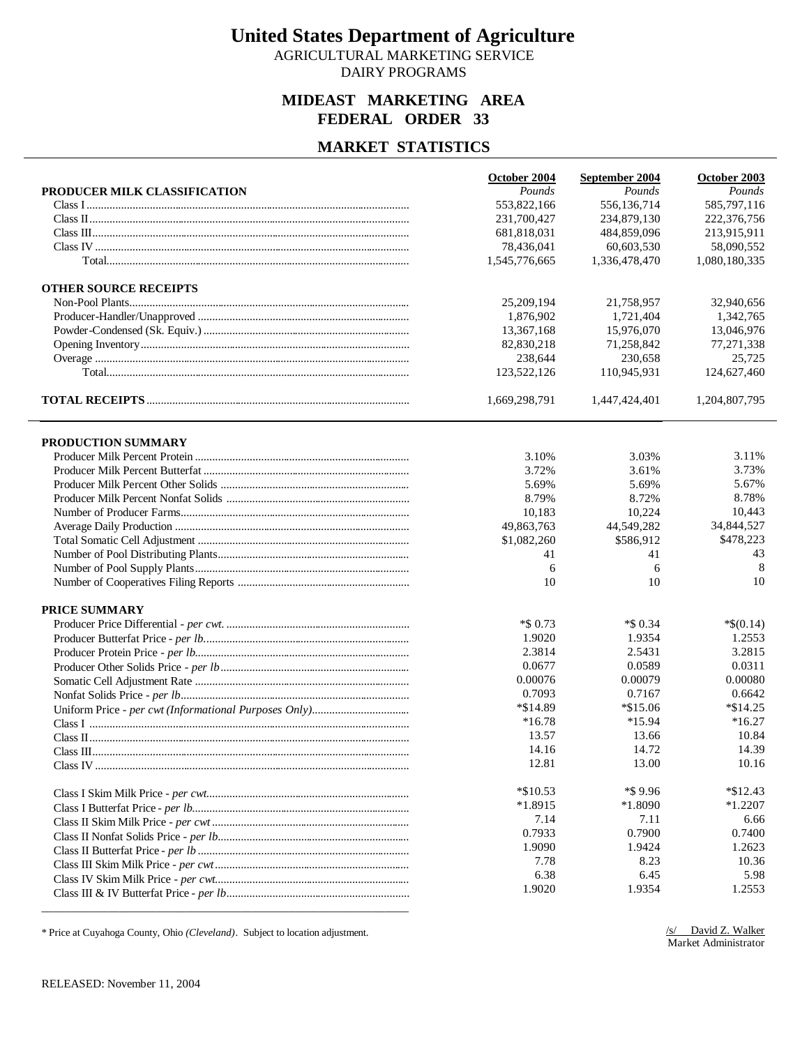# United States Department of Agriculture

AGRICULTURAL MARKETING SERVICE
DAIRY PROGRAMS

## MIDEAST MARKETING AREA
## FEDERAL ORDER 33

## MARKET STATISTICS

| PRODUCER MILK CLASSIFICATION | October 2004<br>*Pounds* | September 2004<br>*Pounds* | October 2003<br>*Pounds* |
|---|---|---|---|
| Class I | 553,822,166 | 556,136,714 | 585,797,116 |
| Class II | 231,700,427 | 234,879,130 | 222,376,756 |
| Class III | 681,818,031 | 484,859,096 | 213,915,911 |
| Class IV | 78,436,041 | 60,603,530 | 58,090,552 |
| Total | 1,545,776,665 | 1,336,478,470 | 1,080,180,335 |
| **OTHER SOURCE RECEIPTS** | | | |
| Non-Pool Plants | 25,209,194 | 21,758,957 | 32,940,656 |
| Producer-Handler/Unapproved | 1,876,902 | 1,721,404 | 1,342,765 |
| Powder-Condensed (Sk. Equiv.) | 13,367,168 | 15,976,070 | 13,046,976 |
| Opening Inventory | 82,830,218 | 71,258,842 | 77,271,338 |
| Overage | 238,644 | 230,658 | 25,725 |
| Total | 123,522,126 | 110,945,931 | 124,627,460 |
| **TOTAL RECEIPTS** | 1,669,298,791 | 1,447,424,401 | 1,204,807,795 |

| PRODUCTION SUMMARY | October 2004 | September 2004 | October 2003 |
|---|---|---|---|
| Producer Milk Percent Protein | 3.10% | 3.03% | 3.11% |
| Producer Milk Percent Butterfat | 3.72% | 3.61% | 3.73% |
| Producer Milk Percent Other Solids | 5.69% | 5.69% | 5.67% |
| Producer Milk Percent Nonfat Solids | 8.79% | 8.72% | 8.78% |
| Number of Producer Farms | 10,183 | 10,224 | 10,443 |
| Average Daily Production | 49,863,763 | 44,549,282 | 34,844,527 |
| Total Somatic Cell Adjustment | $1,082,260 | $586,912 | $478,223 |
| Number of Pool Distributing Plants | 41 | 41 | 43 |
| Number of Pool Supply Plants | 6 | 6 | 8 |
| Number of Cooperatives Filing Reports | 10 | 10 | 10 |
| **PRICE SUMMARY** | | | |
| Producer Price Differential - *per cwt.* | *$ 0.73 | *$ 0.34 | *$(0.14) |
| Producer Butterfat Price - *per lb.* | 1.9020 | 1.9354 | 1.2553 |
| Producer Protein Price - *per lb.* | 2.3814 | 2.5431 | 3.2815 |
| Producer Other Solids Price - *per lb* | 0.0677 | 0.0589 | 0.0311 |
| Somatic Cell Adjustment Rate | 0.00076 | 0.00079 | 0.00080 |
| Nonfat Solids Price - *per lb* | 0.7093 | 0.7167 | 0.6642 |
| Uniform Price - *per cwt (Informational Purposes Only)* | *$14.89 | *$15.06 | *$14.25 |
| Class I | *16.78 | *15.94 | *16.27 |
| Class II | 13.57 | 13.66 | 10.84 |
| Class III | 14.16 | 14.72 | 14.39 |
| Class IV | 12.81 | 13.00 | 10.16 |
| Class I Skim Milk Price - *per cwt.* | *$10.53 | *$ 9.96 | *$12.43 |
| Class I Butterfat Price - *per lb.* | *1.8915 | *1.8090 | *1.2207 |
| Class II Skim Milk Price - *per cwt* | 7.14 | 7.11 | 6.66 |
| Class II Nonfat Solids Price - *per lb.* | 0.7933 | 0.7900 | 0.7400 |
| Class II Butterfat Price - *per lb* | 1.9090 | 1.9424 | 1.2623 |
| Class III Skim Milk Price - *per cwt* | 7.78 | 8.23 | 10.36 |
| Class IV Skim Milk Price - *per cwt.* | 6.38 | 6.45 | 5.98 |
| Class III & IV Butterfat Price - *per lb* | 1.9020 | 1.9354 | 1.2553 |

\* Price at Cuyahoga County, Ohio *(Cleveland)*. Subject to location adjustment.

/s/ David Z. Walker
Market Administrator

RELEASED: November 11, 2004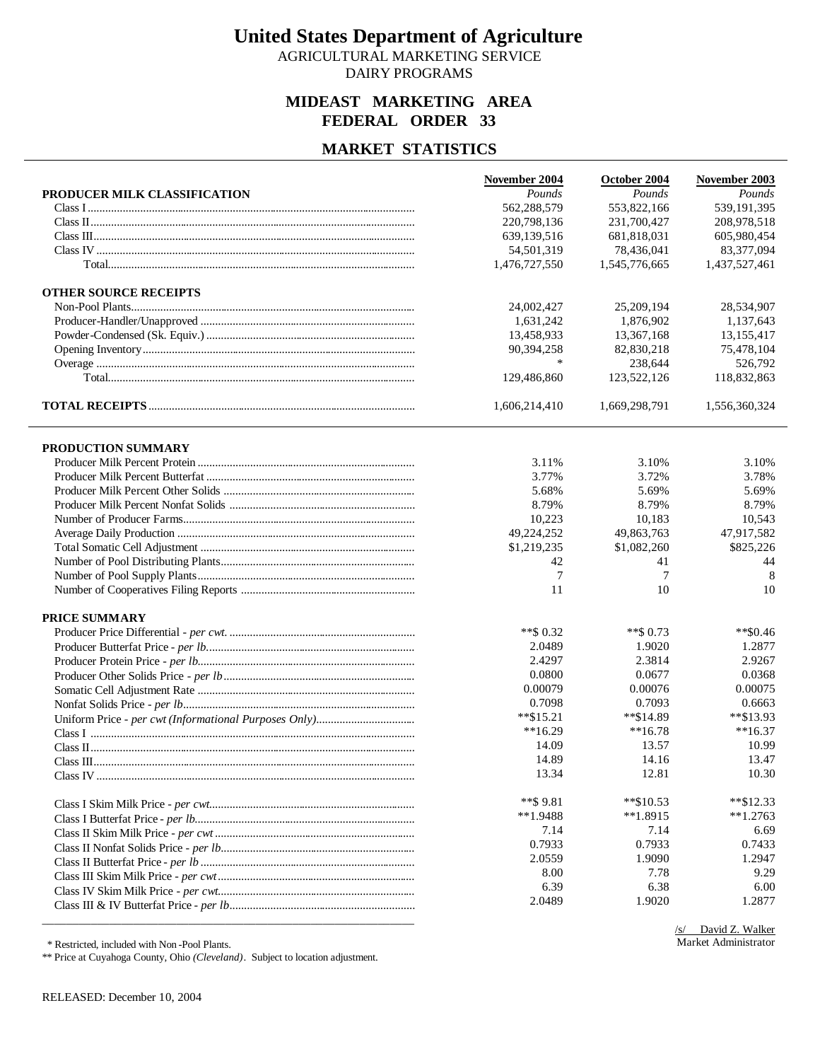# United States Department of Agriculture

AGRICULTURAL MARKETING SERVICE
DAIRY PROGRAMS

## MIDEAST MARKETING AREA
## FEDERAL ORDER 33

## MARKET STATISTICS

| PRODUCER MILK CLASSIFICATION | November 2004 | October 2004 | November 2003 |
|---|---|---|---|
| | *Pounds* | *Pounds* | *Pounds* |
| Class I | 562,288,579 | 553,822,166 | 539,191,395 |
| Class II | 220,798,136 | 231,700,427 | 208,978,518 |
| Class III | 639,139,516 | 681,818,031 | 605,980,454 |
| Class IV | 54,501,319 | 78,436,041 | 83,377,094 |
| Total | 1,476,727,550 | 1,545,776,665 | 1,437,527,461 |
| **OTHER SOURCE RECEIPTS** | | | |
| Non-Pool Plants | 24,002,427 | 25,209,194 | 28,534,907 |
| Producer-Handler/Unapproved | 1,631,242 | 1,876,902 | 1,137,643 |
| Powder-Condensed (Sk. Equiv.) | 13,458,933 | 13,367,168 | 13,155,417 |
| Opening Inventory | 90,394,258 | 82,830,218 | 75,478,104 |
| Overage | * | 238,644 | 526,792 |
| Total | 129,486,860 | 123,522,126 | 118,832,863 |
| **TOTAL RECEIPTS** | 1,606,214,410 | 1,669,298,791 | 1,556,360,324 |

| PRODUCTION SUMMARY | November 2004 | October 2004 | November 2003 |
|---|---|---|---|
| Producer Milk Percent Protein | 3.11% | 3.10% | 3.10% |
| Producer Milk Percent Butterfat | 3.77% | 3.72% | 3.78% |
| Producer Milk Percent Other Solids | 5.68% | 5.69% | 5.69% |
| Producer Milk Percent Nonfat Solids | 8.79% | 8.79% | 8.79% |
| Number of Producer Farms | 10,223 | 10,183 | 10,543 |
| Average Daily Production | 49,224,252 | 49,863,763 | 47,917,582 |
| Total Somatic Cell Adjustment | $1,219,235 | $1,082,260 | $825,226 |
| Number of Pool Distributing Plants | 42 | 41 | 44 |
| Number of Pool Supply Plants | 7 | 7 | 8 |
| Number of Cooperatives Filing Reports | 11 | 10 | 10 |
| **PRICE SUMMARY** | | | |
| Producer Price Differential - *per cwt.* | **$ 0.32 | **$ 0.73 | **$0.46 |
| Producer Butterfat Price - *per lb.* | 2.0489 | 1.9020 | 1.2877 |
| Producer Protein Price - *per lb.* | 2.4297 | 2.3814 | 2.9267 |
| Producer Other Solids Price - *per lb* | 0.0800 | 0.0677 | 0.0368 |
| Somatic Cell Adjustment Rate | 0.00079 | 0.00076 | 0.00075 |
| Nonfat Solids Price - *per lb* | 0.7098 | 0.7093 | 0.6663 |
| Uniform Price - *per cwt (Informational Purposes Only)* | **$15.21 | **$14.89 | **$13.93 |
| Class I | **16.29 | **16.78 | **16.37 |
| Class II | 14.09 | 13.57 | 10.99 |
| Class III | 14.89 | 14.16 | 13.47 |
| Class IV | 13.34 | 12.81 | 10.30 |
| Class I Skim Milk Price - *per cwt.* | **$ 9.81 | **$10.53 | **$12.33 |
| Class I Butterfat Price - *per lb.* | **1.9488 | **1.8915 | **1.2763 |
| Class II Skim Milk Price - *per cwt* | 7.14 | 7.14 | 6.69 |
| Class II Nonfat Solids Price - *per lb.* | 0.7933 | 0.7933 | 0.7433 |
| Class II Butterfat Price - *per lb* | 2.0559 | 1.9090 | 1.2947 |
| Class III Skim Milk Price - *per cwt* | 8.00 | 7.78 | 9.29 |
| Class IV Skim Milk Price - *per cwt.* | 6.39 | 6.38 | 6.00 |
| Class III & IV Butterfat Price - *per lb* | 2.0489 | 1.9020 | 1.2877 |

/s/ David Z. Walker
Market Administrator

\* Restricted, included with Non-Pool Plants.
** Price at Cuyahoga County, Ohio *(Cleveland)*. Subject to location adjustment.

RELEASED: December 10, 2004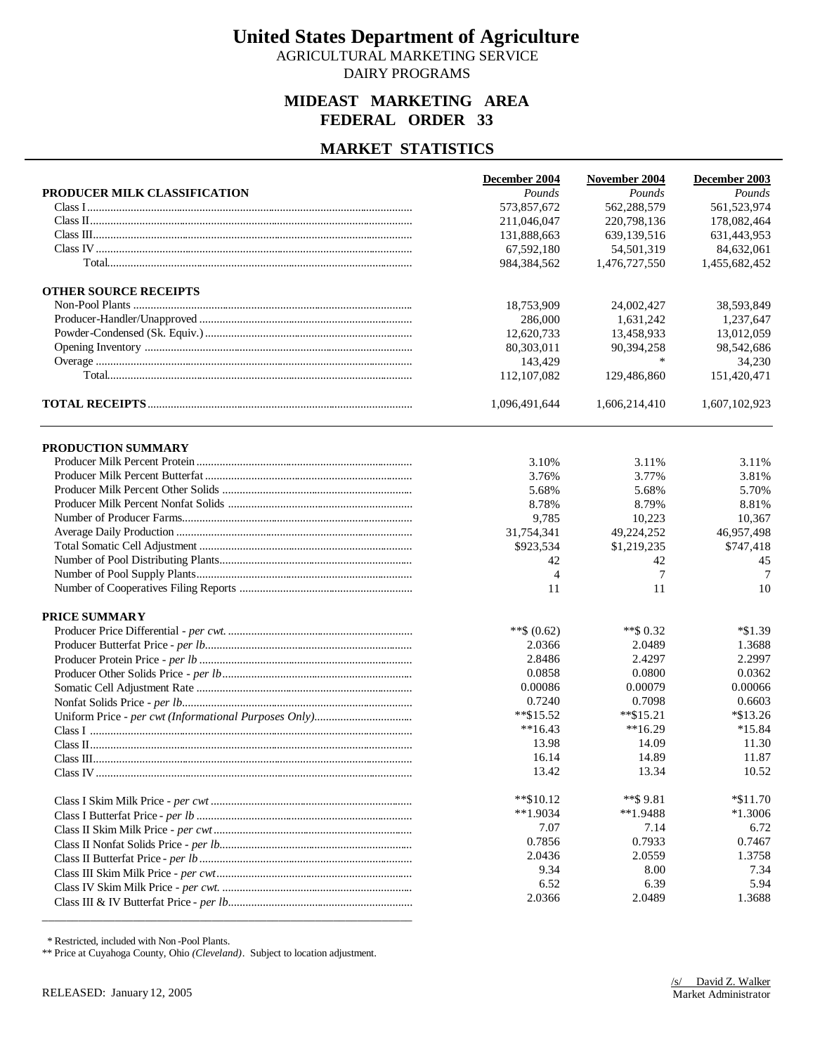# United States Department of Agriculture

AGRICULTURAL MARKETING SERVICE

DAIRY PROGRAMS

## MIDEAST MARKETING AREA
## FEDERAL ORDER 33

## MARKET STATISTICS

| | December 2004 | November 2004 | December 2003 |
|---|---|---|---|
| **PRODUCER MILK CLASSIFICATION** | *Pounds* | *Pounds* | *Pounds* |
| Class I | 573,857,672 | 562,288,579 | 561,523,974 |
| Class II | 211,046,047 | 220,798,136 | 178,082,464 |
| Class III | 131,888,663 | 639,139,516 | 631,443,953 |
| Class IV | 67,592,180 | 54,501,319 | 84,632,061 |
| Total | 984,384,562 | 1,476,727,550 | 1,455,682,452 |
| **OTHER SOURCE RECEIPTS** | | | |
| Non-Pool Plants | 18,753,909 | 24,002,427 | 38,593,849 |
| Producer-Handler/Unapproved | 286,000 | 1,631,242 | 1,237,647 |
| Powder-Condensed (Sk. Equiv.) | 12,620,733 | 13,458,933 | 13,012,059 |
| Opening Inventory | 80,303,011 | 90,394,258 | 98,542,686 |
| Overage | 143,429 | * | 34,230 |
| Total | 112,107,082 | 129,486,860 | 151,420,471 |
| **TOTAL RECEIPTS** | 1,096,491,644 | 1,606,214,410 | 1,607,102,923 |

| | December 2004 | November 2004 | December 2003 |
|---|---|---|---|
| **PRODUCTION SUMMARY** | | | |
| Producer Milk Percent Protein | 3.10% | 3.11% | 3.11% |
| Producer Milk Percent Butterfat | 3.76% | 3.77% | 3.81% |
| Producer Milk Percent Other Solids | 5.68% | 5.68% | 5.70% |
| Producer Milk Percent Nonfat Solids | 8.78% | 8.79% | 8.81% |
| Number of Producer Farms | 9,785 | 10,223 | 10,367 |
| Average Daily Production | 31,754,341 | 49,224,252 | 46,957,498 |
| Total Somatic Cell Adjustment | $923,534 | $1,219,235 | $747,418 |
| Number of Pool Distributing Plants | 42 | 42 | 45 |
| Number of Pool Supply Plants | 4 | 7 | 7 |
| Number of Cooperatives Filing Reports | 11 | 11 | 10 |
| **PRICE SUMMARY** | | | |
| Producer Price Differential - *per cwt.* | **$ (0.62) | **$ 0.32 | *$1.39 |
| Producer Butterfat Price - *per lb* | 2.0366 | 2.0489 | 1.3688 |
| Producer Protein Price - *per lb* | 2.8486 | 2.4297 | 2.2997 |
| Producer Other Solids Price - *per lb* | 0.0858 | 0.0800 | 0.0362 |
| Somatic Cell Adjustment Rate | 0.00086 | 0.00079 | 0.00066 |
| Nonfat Solids Price - *per lb* | 0.7240 | 0.7098 | 0.6603 |
| Uniform Price - *per cwt (Informational Purposes Only)* | **$15.52 | **$15.21 | *$13.26 |
| Class I | **16.43 | **16.29 | *15.84 |
| Class II | 13.98 | 14.09 | 11.30 |
| Class III | 16.14 | 14.89 | 11.87 |
| Class IV | 13.42 | 13.34 | 10.52 |
| Class I Skim Milk Price - *per cwt* | **$10.12 | **$ 9.81 | *$11.70 |
| Class I Butterfat Price - *per lb* | **1.9034 | **1.9488 | *1.3006 |
| Class II Skim Milk Price - *per cwt* | 7.07 | 7.14 | 6.72 |
| Class II Nonfat Solids Price - *per lb* | 0.7856 | 0.7933 | 0.7467 |
| Class II Butterfat Price - *per lb* | 2.0436 | 2.0559 | 1.3758 |
| Class III Skim Milk Price - *per cwt* | 9.34 | 8.00 | 7.34 |
| Class IV Skim Milk Price - *per cwt.* | 6.52 | 6.39 | 5.94 |
| Class III & IV Butterfat Price - *per lb* | 2.0366 | 2.0489 | 1.3688 |

\* Restricted, included with Non-Pool Plants.

** Price at Cuyahoga County, Ohio *(Cleveland)*. Subject to location adjustment.

RELEASED: January 12, 2005

/s/ David Z. Walker
Market Administrator